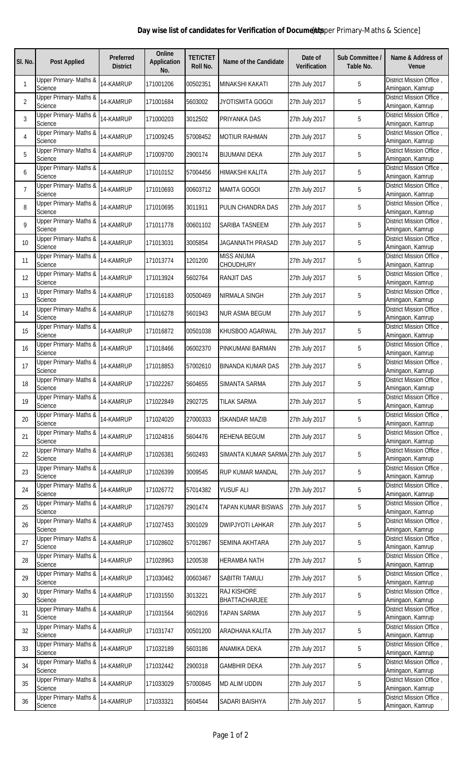## Day wise list of candidates for Verification of Documents [Upper Primary-Maths & Science]

| Sl. No. | Post Applied | Preferred District | Online Application No. | TET/CTET Roll No. | Name of the Candidate | Date of Verification | Sub Committee / Table No. | Name & Address of Venue |
|---|---|---|---|---|---|---|---|---|
| 1 | Upper Primary- Maths & Science | 14-KAMRUP | 171001206 | 00502351 | MINAKSHI KAKATI | 27th July 2017 | 5 | District Mission Office , Amingaon, Kamrup |
| 2 | Upper Primary- Maths & Science | 14-KAMRUP | 171001684 | 5603002 | JYOTISMITA GOGOI | 27th July 2017 | 5 | District Mission Office , Amingaon, Kamrup |
| 3 | Upper Primary- Maths & Science | 14-KAMRUP | 171000203 | 3012502 | PRIYANKA DAS | 27th July 2017 | 5 | District Mission Office , Amingaon, Kamrup |
| 4 | Upper Primary- Maths & Science | 14-KAMRUP | 171009245 | 57008452 | MOTIUR RAHMAN | 27th July 2017 | 5 | District Mission Office , Amingaon, Kamrup |
| 5 | Upper Primary- Maths & Science | 14-KAMRUP | 171009700 | 2900174 | BIJUMANI DEKA | 27th July 2017 | 5 | District Mission Office , Amingaon, Kamrup |
| 6 | Upper Primary- Maths & Science | 14-KAMRUP | 171010152 | 57004456 | HIMAKSHI KALITA | 27th July 2017 | 5 | District Mission Office , Amingaon, Kamrup |
| 7 | Upper Primary- Maths & Science | 14-KAMRUP | 171010693 | 00603712 | MAMTA GOGOI | 27th July 2017 | 5 | District Mission Office , Amingaon, Kamrup |
| 8 | Upper Primary- Maths & Science | 14-KAMRUP | 171010695 | 3011911 | PULIN CHANDRA DAS | 27th July 2017 | 5 | District Mission Office , Amingaon, Kamrup |
| 9 | Upper Primary- Maths & Science | 14-KAMRUP | 171011778 | 00601102 | SARIBA TASNEEM | 27th July 2017 | 5 | District Mission Office , Amingaon, Kamrup |
| 10 | Upper Primary- Maths & Science | 14-KAMRUP | 171013031 | 3005854 | JAGANNATH PRASAD | 27th July 2017 | 5 | District Mission Office , Amingaon, Kamrup |
| 11 | Upper Primary- Maths & Science | 14-KAMRUP | 171013774 | 1201200 | MISS ANUMA CHOUDHURY | 27th July 2017 | 5 | District Mission Office , Amingaon, Kamrup |
| 12 | Upper Primary- Maths & Science | 14-KAMRUP | 171013924 | 5602764 | RANJIT DAS | 27th July 2017 | 5 | District Mission Office , Amingaon, Kamrup |
| 13 | Upper Primary- Maths & Science | 14-KAMRUP | 171016183 | 00500469 | NIRMALA SINGH | 27th July 2017 | 5 | District Mission Office , Amingaon, Kamrup |
| 14 | Upper Primary- Maths & Science | 14-KAMRUP | 171016278 | 5601943 | NUR ASMA BEGUM | 27th July 2017 | 5 | District Mission Office , Amingaon, Kamrup |
| 15 | Upper Primary- Maths & Science | 14-KAMRUP | 171016872 | 00501038 | KHUSBOO AGARWAL | 27th July 2017 | 5 | District Mission Office , Amingaon, Kamrup |
| 16 | Upper Primary- Maths & Science | 14-KAMRUP | 171018466 | 06002370 | PINKUMANI BARMAN | 27th July 2017 | 5 | District Mission Office , Amingaon, Kamrup |
| 17 | Upper Primary- Maths & Science | 14-KAMRUP | 171018853 | 57002610 | BINANDA KUMAR DAS | 27th July 2017 | 5 | District Mission Office , Amingaon, Kamrup |
| 18 | Upper Primary- Maths & Science | 14-KAMRUP | 171022267 | 5604655 | SIMANTA SARMA | 27th July 2017 | 5 | District Mission Office , Amingaon, Kamrup |
| 19 | Upper Primary- Maths & Science | 14-KAMRUP | 171022849 | 2902725 | TILAK SARMA | 27th July 2017 | 5 | District Mission Office , Amingaon, Kamrup |
| 20 | Upper Primary- Maths & Science | 14-KAMRUP | 171024020 | 27000333 | ISKANDAR MAZIB | 27th July 2017 | 5 | District Mission Office , Amingaon, Kamrup |
| 21 | Upper Primary- Maths & Science | 14-KAMRUP | 171024816 | 5604476 | REHENA BEGUM | 27th July 2017 | 5 | District Mission Office , Amingaon, Kamrup |
| 22 | Upper Primary- Maths & Science | 14-KAMRUP | 171026381 | 5602493 | SIMANTA KUMAR SARMA | 27th July 2017 | 5 | District Mission Office , Amingaon, Kamrup |
| 23 | Upper Primary- Maths & Science | 14-KAMRUP | 171026399 | 3009545 | RUP KUMAR MANDAL | 27th July 2017 | 5 | District Mission Office , Amingaon, Kamrup |
| 24 | Upper Primary- Maths & Science | 14-KAMRUP | 171026772 | 57014382 | YUSUF ALI | 27th July 2017 | 5 | District Mission Office , Amingaon, Kamrup |
| 25 | Upper Primary- Maths & Science | 14-KAMRUP | 171026797 | 2901474 | TAPAN KUMAR BISWAS | 27th July 2017 | 5 | District Mission Office , Amingaon, Kamrup |
| 26 | Upper Primary- Maths & Science | 14-KAMRUP | 171027453 | 3001029 | DWIPJYOTI LAHKAR | 27th July 2017 | 5 | District Mission Office , Amingaon, Kamrup |
| 27 | Upper Primary- Maths & Science | 14-KAMRUP | 171028602 | 57012867 | SEMINA AKHTARA | 27th July 2017 | 5 | District Mission Office , Amingaon, Kamrup |
| 28 | Upper Primary- Maths & Science | 14-KAMRUP | 171028963 | 1200538 | HERAMBA NATH | 27th July 2017 | 5 | District Mission Office , Amingaon, Kamrup |
| 29 | Upper Primary- Maths & Science | 14-KAMRUP | 171030462 | 00603467 | SABITRI TAMULI | 27th July 2017 | 5 | District Mission Office , Amingaon, Kamrup |
| 30 | Upper Primary- Maths & Science | 14-KAMRUP | 171031550 | 3013221 | RAJ KISHORE BHATTACHARJEE | 27th July 2017 | 5 | District Mission Office , Amingaon, Kamrup |
| 31 | Upper Primary- Maths & Science | 14-KAMRUP | 171031564 | 5602916 | TAPAN SARMA | 27th July 2017 | 5 | District Mission Office , Amingaon, Kamrup |
| 32 | Upper Primary- Maths & Science | 14-KAMRUP | 171031747 | 00501200 | ARADHANA KALITA | 27th July 2017 | 5 | District Mission Office , Amingaon, Kamrup |
| 33 | Upper Primary- Maths & Science | 14-KAMRUP | 171032189 | 5603186 | ANAMIKA DEKA | 27th July 2017 | 5 | District Mission Office , Amingaon, Kamrup |
| 34 | Upper Primary- Maths & Science | 14-KAMRUP | 171032442 | 2900318 | GAMBHIR DEKA | 27th July 2017 | 5 | District Mission Office , Amingaon, Kamrup |
| 35 | Upper Primary- Maths & Science | 14-KAMRUP | 171033029 | 57000845 | MD ALIM UDDIN | 27th July 2017 | 5 | District Mission Office , Amingaon, Kamrup |
| 36 | Upper Primary- Maths & Science | 14-KAMRUP | 171033321 | 5604544 | SADARI BAISHYA | 27th July 2017 | 5 | District Mission Office , Amingaon, Kamrup |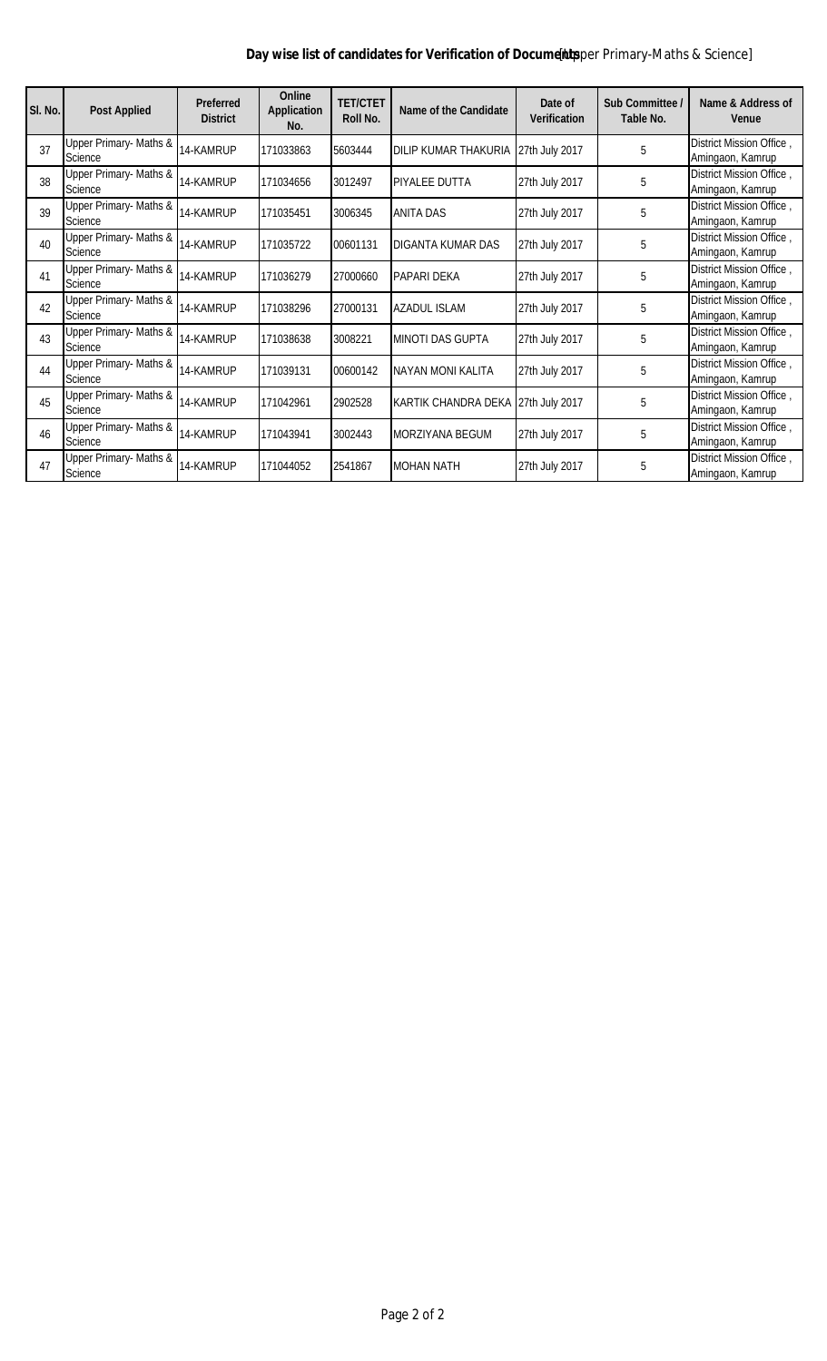**Day wise list of candidates for Verification of Documents**[Upper Primary-Maths & Science]

| Sl. No. | Post Applied | Preferred District | Online Application No. | TET/CTET Roll No. | Name of the Candidate | Date of Verification | Sub Committee / Table No. | Name & Address of Venue |
|---|---|---|---|---|---|---|---|---|
| 37 | Upper Primary- Maths & Science | 14-KAMRUP | 171033863 | 5603444 | DILIP KUMAR THAKURIA | 27th July 2017 | 5 | District Mission Office , Amingaon, Kamrup |
| 38 | Upper Primary- Maths & Science | 14-KAMRUP | 171034656 | 3012497 | PIYALEE DUTTA | 27th July 2017 | 5 | District Mission Office , Amingaon, Kamrup |
| 39 | Upper Primary- Maths & Science | 14-KAMRUP | 171035451 | 3006345 | ANITA DAS | 27th July 2017 | 5 | District Mission Office , Amingaon, Kamrup |
| 40 | Upper Primary- Maths & Science | 14-KAMRUP | 171035722 | 00601131 | DIGANTA KUMAR DAS | 27th July 2017 | 5 | District Mission Office , Amingaon, Kamrup |
| 41 | Upper Primary- Maths & Science | 14-KAMRUP | 171036279 | 27000660 | PAPARI DEKA | 27th July 2017 | 5 | District Mission Office , Amingaon, Kamrup |
| 42 | Upper Primary- Maths & Science | 14-KAMRUP | 171038296 | 27000131 | AZADUL ISLAM | 27th July 2017 | 5 | District Mission Office , Amingaon, Kamrup |
| 43 | Upper Primary- Maths & Science | 14-KAMRUP | 171038638 | 3008221 | MINOTI DAS GUPTA | 27th July 2017 | 5 | District Mission Office , Amingaon, Kamrup |
| 44 | Upper Primary- Maths & Science | 14-KAMRUP | 171039131 | 00600142 | NAYAN MONI KALITA | 27th July 2017 | 5 | District Mission Office , Amingaon, Kamrup |
| 45 | Upper Primary- Maths & Science | 14-KAMRUP | 171042961 | 2902528 | KARTIK CHANDRA DEKA | 27th July 2017 | 5 | District Mission Office , Amingaon, Kamrup |
| 46 | Upper Primary- Maths & Science | 14-KAMRUP | 171043941 | 3002443 | MORZIYANA BEGUM | 27th July 2017 | 5 | District Mission Office , Amingaon, Kamrup |
| 47 | Upper Primary- Maths & Science | 14-KAMRUP | 171044052 | 2541867 | MOHAN NATH | 27th July 2017 | 5 | District Mission Office , Amingaon, Kamrup |